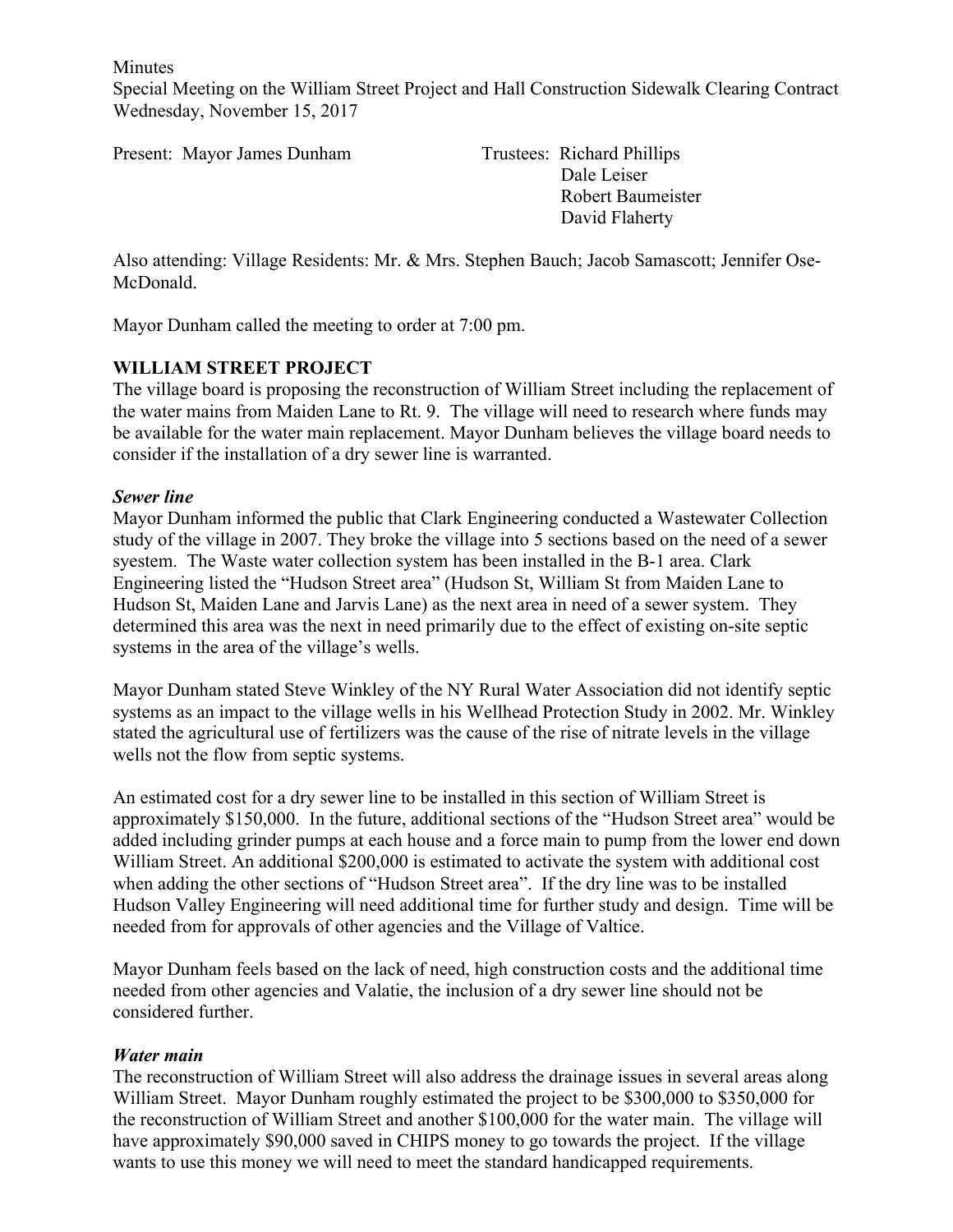Minutes

Special Meeting on the William Street Project and Hall Construction Sidewalk Clearing Contract

Wednesday, November 15, 2017

Present: Mayor James Dunham

Trustees: Richard Phillips
Dale Leiser
Robert Baumeister
David Flaherty

Also attending: Village Residents: Mr. & Mrs. Stephen Bauch; Jacob Samascott; Jennifer Ose-McDonald.

Mayor Dunham called the meeting to order at 7:00 pm.

**WILLIAM STREET PROJECT**

The village board is proposing the reconstruction of William Street including the replacement of the water mains from Maiden Lane to Rt. 9. The village will need to research where funds may be available for the water main replacement. Mayor Dunham believes the village board needs to consider if the installation of a dry sewer line is warranted.

***Sewer line***

Mayor Dunham informed the public that Clark Engineering conducted a Wastewater Collection study of the village in 2007. They broke the village into 5 sections based on the need of a sewer syestem. The Waste water collection system has been installed in the B-1 area. Clark Engineering listed the "Hudson Street area" (Hudson St, William St from Maiden Lane to Hudson St, Maiden Lane and Jarvis Lane) as the next area in need of a sewer system. They determined this area was the next in need primarily due to the effect of existing on-site septic systems in the area of the village's wells.

Mayor Dunham stated Steve Winkley of the NY Rural Water Association did not identify septic systems as an impact to the village wells in his Wellhead Protection Study in 2002. Mr. Winkley stated the agricultural use of fertilizers was the cause of the rise of nitrate levels in the village wells not the flow from septic systems.

An estimated cost for a dry sewer line to be installed in this section of William Street is approximately $150,000. In the future, additional sections of the "Hudson Street area" would be added including grinder pumps at each house and a force main to pump from the lower end down William Street. An additional $200,000 is estimated to activate the system with additional cost when adding the other sections of "Hudson Street area". If the dry line was to be installed Hudson Valley Engineering will need additional time for further study and design. Time will be needed from for approvals of other agencies and the Village of Valtice.

Mayor Dunham feels based on the lack of need, high construction costs and the additional time needed from other agencies and Valatie, the inclusion of a dry sewer line should not be considered further.

***Water main***

The reconstruction of William Street will also address the drainage issues in several areas along William Street. Mayor Dunham roughly estimated the project to be $300,000 to $350,000 for the reconstruction of William Street and another $100,000 for the water main. The village will have approximately $90,000 saved in CHIPS money to go towards the project. If the village wants to use this money we will need to meet the standard handicapped requirements.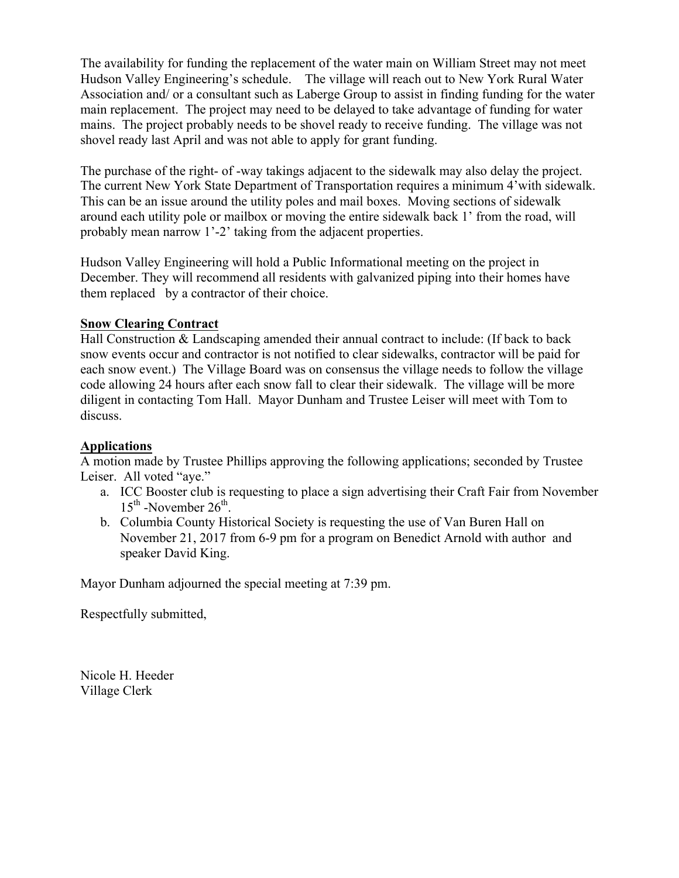The availability for funding the replacement of the water main on William Street may not meet Hudson Valley Engineering's schedule.   The village will reach out to New York Rural Water Association and/ or a consultant such as Laberge Group to assist in finding funding for the water main replacement.  The project may need to be delayed to take advantage of funding for water mains.  The project probably needs to be shovel ready to receive funding.  The village was not shovel ready last April and was not able to apply for grant funding.

The purchase of the right- of -way takings adjacent to the sidewalk may also delay the project. The current New York State Department of Transportation requires a minimum 4'with sidewalk. This can be an issue around the utility poles and mail boxes.  Moving sections of sidewalk around each utility pole or mailbox or moving the entire sidewalk back 1' from the road, will probably mean narrow 1'-2' taking from the adjacent properties.

Hudson Valley Engineering will hold a Public Informational meeting on the project in December. They will recommend all residents with galvanized piping into their homes have them replaced  by a contractor of their choice.

**Snow Clearing Contract**

Hall Construction & Landscaping amended their annual contract to include: (If back to back snow events occur and contractor is not notified to clear sidewalks, contractor will be paid for each snow event.)  The Village Board was on consensus the village needs to follow the village code allowing 24 hours after each snow fall to clear their sidewalk.  The village will be more diligent in contacting Tom Hall.  Mayor Dunham and Trustee Leiser will meet with Tom to discuss.

**Applications**

A motion made by Trustee Phillips approving the following applications; seconded by Trustee Leiser.  All voted "aye."

a. ICC Booster club is requesting to place a sign advertising their Craft Fair from November 15th -November 26th.
b. Columbia County Historical Society is requesting the use of Van Buren Hall on November 21, 2017 from 6-9 pm for a program on Benedict Arnold with author and speaker David King.

Mayor Dunham adjourned the special meeting at 7:39 pm.

Respectfully submitted,

Nicole H. Heeder
Village Clerk